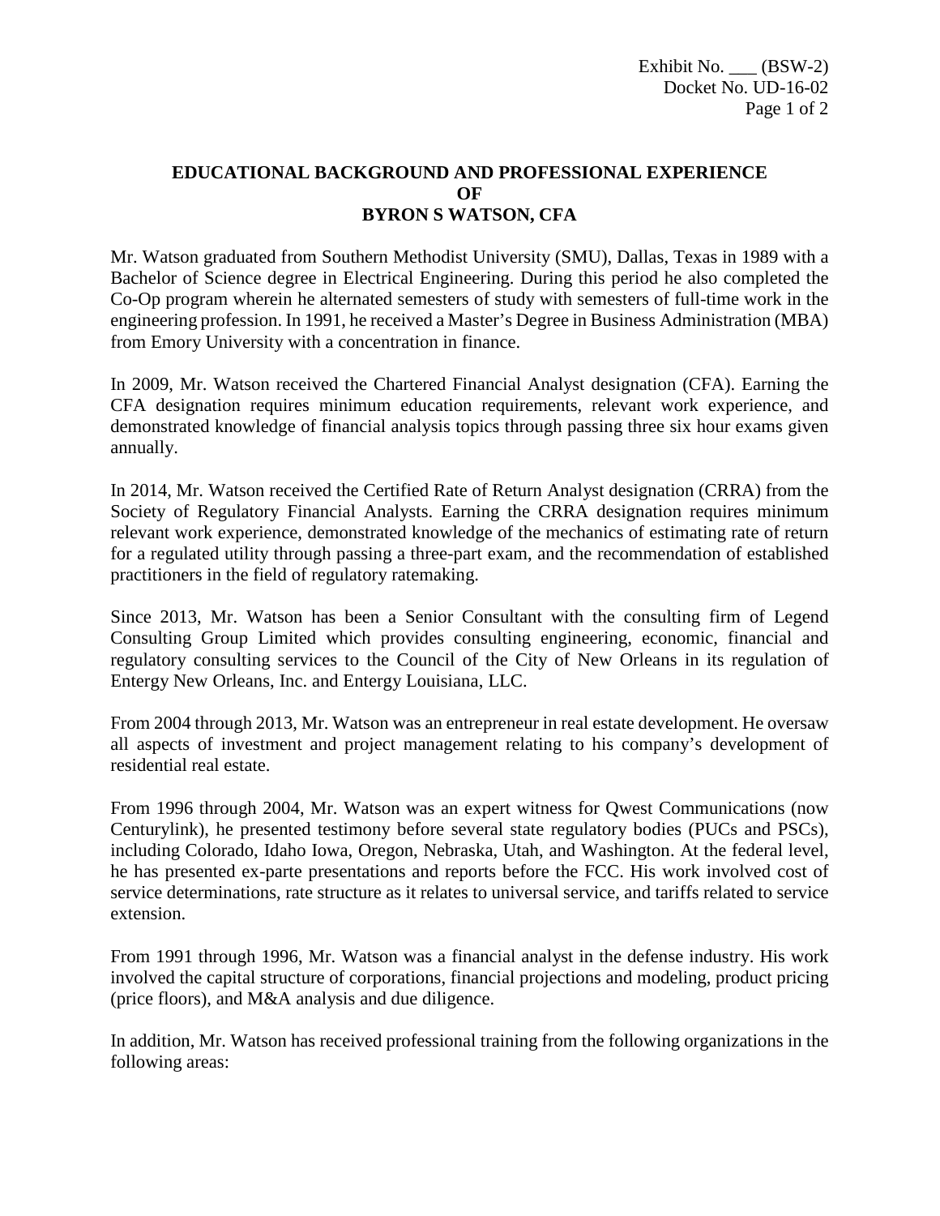Exhibit No. ___ (BSW-2)
Docket No. UD-16-02

# EDUCATIONAL BACKGROUND AND PROFESSIONAL EXPERIENCE OF BYRON S WATSON, CFA

Mr. Watson graduated from Southern Methodist University (SMU), Dallas, Texas in 1989 with a Bachelor of Science degree in Electrical Engineering. During this period he also completed the Co-Op program wherein he alternated semesters of study with semesters of full-time work in the engineering profession. In 1991, he received a Master's Degree in Business Administration (MBA) from Emory University with a concentration in finance.

In 2009, Mr. Watson received the Chartered Financial Analyst designation (CFA). Earning the CFA designation requires minimum education requirements, relevant work experience, and demonstrated knowledge of financial analysis topics through passing three six hour exams given annually.

In 2014, Mr. Watson received the Certified Rate of Return Analyst designation (CRRA) from the Society of Regulatory Financial Analysts. Earning the CRRA designation requires minimum relevant work experience, demonstrated knowledge of the mechanics of estimating rate of return for a regulated utility through passing a three-part exam, and the recommendation of established practitioners in the field of regulatory ratemaking.

Since 2013, Mr. Watson has been a Senior Consultant with the consulting firm of Legend Consulting Group Limited which provides consulting engineering, economic, financial and regulatory consulting services to the Council of the City of New Orleans in its regulation of Entergy New Orleans, Inc. and Entergy Louisiana, LLC.

From 2004 through 2013, Mr. Watson was an entrepreneur in real estate development. He oversaw all aspects of investment and project management relating to his company's development of residential real estate.

From 1996 through 2004, Mr. Watson was an expert witness for Qwest Communications (now Centurylink), he presented testimony before several state regulatory bodies (PUCs and PSCs), including Colorado, Idaho Iowa, Oregon, Nebraska, Utah, and Washington. At the federal level, he has presented ex-parte presentations and reports before the FCC. His work involved cost of service determinations, rate structure as it relates to universal service, and tariffs related to service extension.

From 1991 through 1996, Mr. Watson was a financial analyst in the defense industry. His work involved the capital structure of corporations, financial projections and modeling, product pricing (price floors), and M&A analysis and due diligence.

In addition, Mr. Watson has received professional training from the following organizations in the following areas: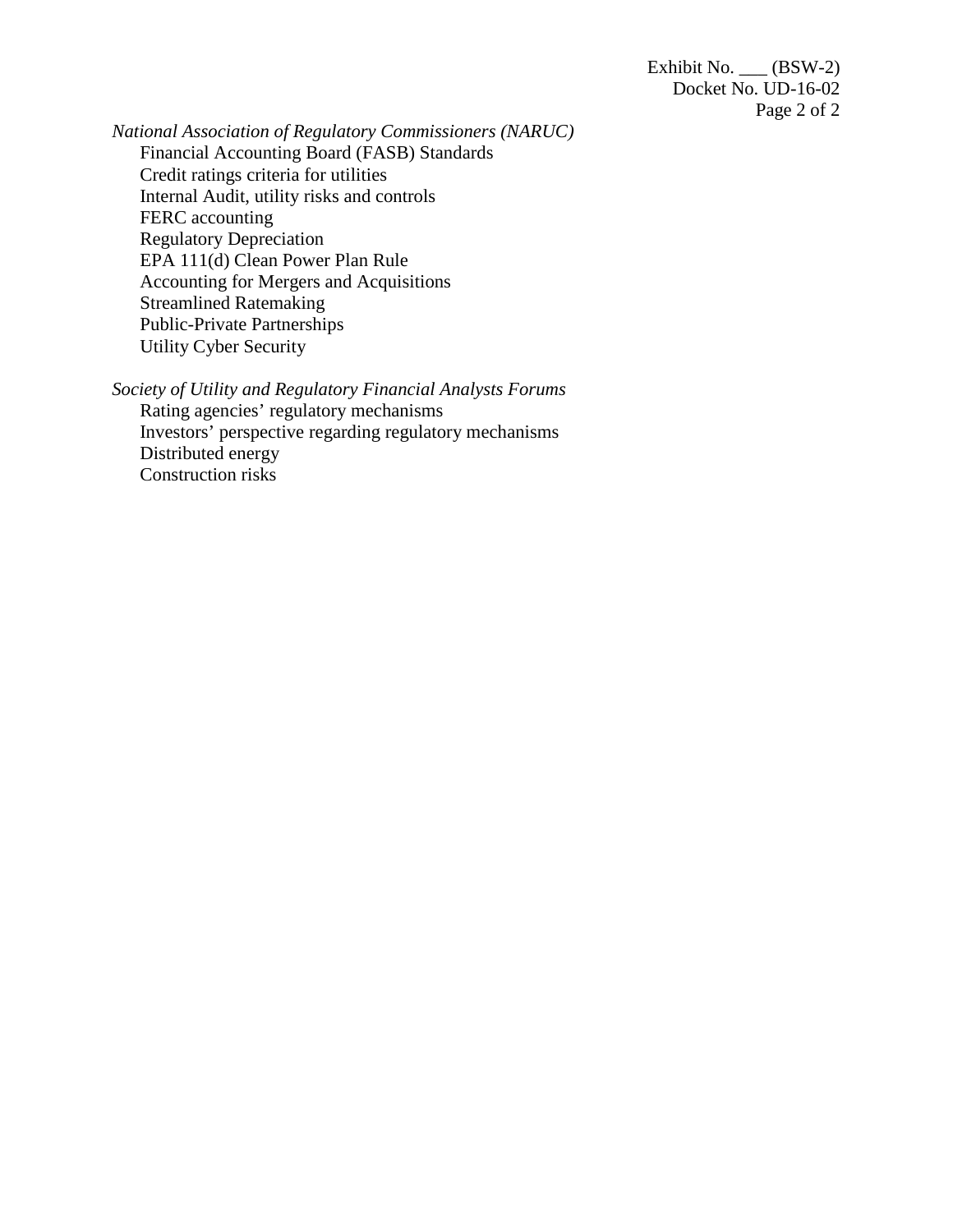*National Association of Regulatory Commissioners (NARUC)*

Financial Accounting Board (FASB) Standards
Credit ratings criteria for utilities
Internal Audit, utility risks and controls
FERC accounting
Regulatory Depreciation
EPA 111(d) Clean Power Plan Rule
Accounting for Mergers and Acquisitions
Streamlined Ratemaking
Public-Private Partnerships
Utility Cyber Security

*Society of Utility and Regulatory Financial Analysts Forums*

Rating agencies' regulatory mechanisms
Investors' perspective regarding regulatory mechanisms
Distributed energy
Construction risks